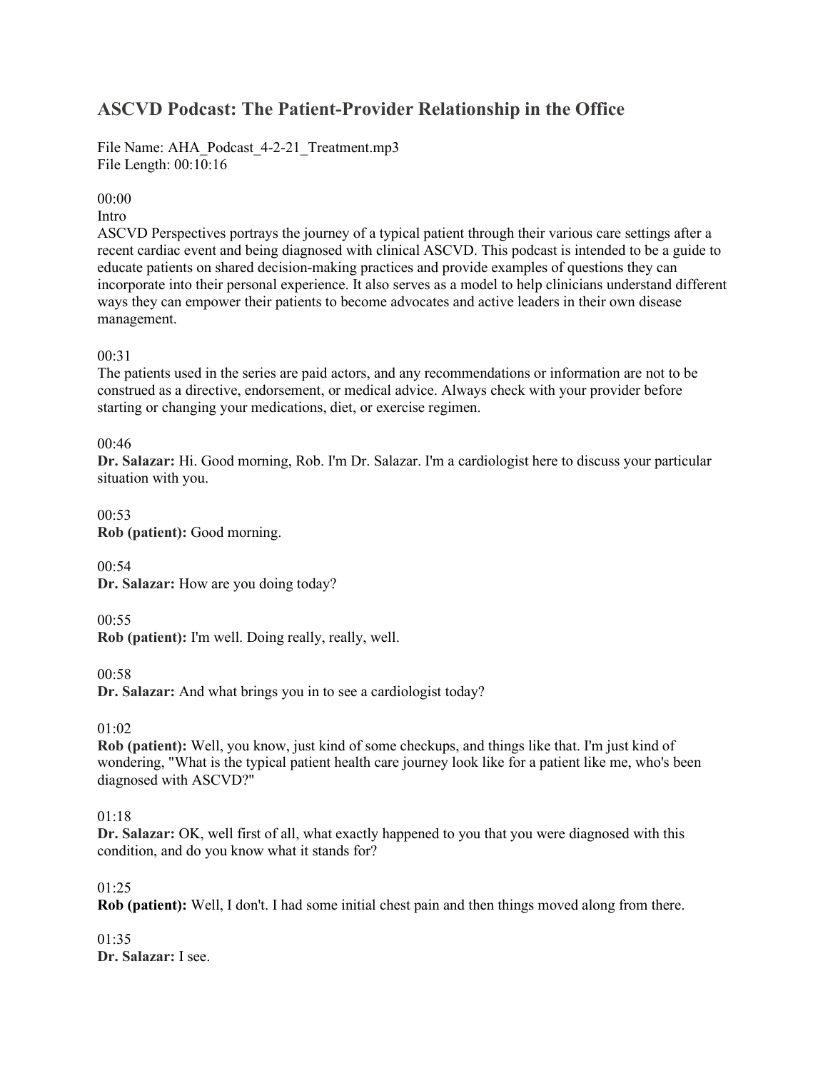# ASCVD Podcast: The Patient-Provider Relationship in the Office

File Name: AHA_Podcast_4-2-21_Treatment.mp3
File Length: 00:10:16

00:00
Intro
ASCVD Perspectives portrays the journey of a typical patient through their various care settings after a recent cardiac event and being diagnosed with clinical ASCVD. This podcast is intended to be a guide to educate patients on shared decision-making practices and provide examples of questions they can incorporate into their personal experience. It also serves as a model to help clinicians understand different ways they can empower their patients to become advocates and active leaders in their own disease management.

00:31
The patients used in the series are paid actors, and any recommendations or information are not to be construed as a directive, endorsement, or medical advice. Always check with your provider before starting or changing your medications, diet, or exercise regimen.

00:46
**Dr. Salazar:** Hi. Good morning, Rob. I'm Dr. Salazar. I'm a cardiologist here to discuss your particular situation with you.

00:53
**Rob (patient):** Good morning.

00:54
**Dr. Salazar:** How are you doing today?

00:55
**Rob (patient):** I'm well. Doing really, really, well.

00:58
**Dr. Salazar:** And what brings you in to see a cardiologist today?

01:02
**Rob (patient):** Well, you know, just kind of some checkups, and things like that. I'm just kind of wondering, "What is the typical patient health care journey look like for a patient like me, who's been diagnosed with ASCVD?"

01:18
**Dr. Salazar:** OK, well first of all, what exactly happened to you that you were diagnosed with this condition, and do you know what it stands for?

01:25
**Rob (patient):** Well, I don't. I had some initial chest pain and then things moved along from there.

01:35
**Dr. Salazar:** I see.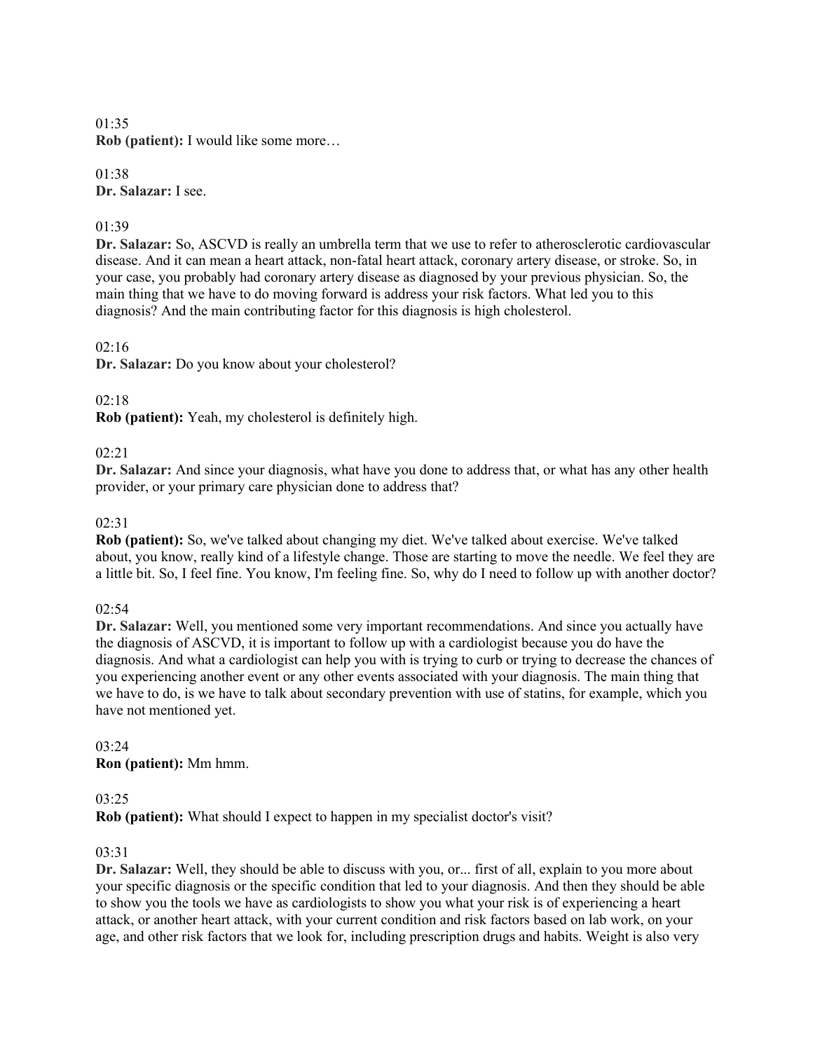01:35
**Rob (patient):** I would like some more…

01:38
**Dr. Salazar:** I see.

01:39
**Dr. Salazar:** So, ASCVD is really an umbrella term that we use to refer to atherosclerotic cardiovascular disease. And it can mean a heart attack, non-fatal heart attack, coronary artery disease, or stroke. So, in your case, you probably had coronary artery disease as diagnosed by your previous physician. So, the main thing that we have to do moving forward is address your risk factors. What led you to this diagnosis? And the main contributing factor for this diagnosis is high cholesterol.

02:16
**Dr. Salazar:** Do you know about your cholesterol?

02:18
**Rob (patient):** Yeah, my cholesterol is definitely high.

02:21
**Dr. Salazar:** And since your diagnosis, what have you done to address that, or what has any other health provider, or your primary care physician done to address that?

02:31
**Rob (patient):** So, we've talked about changing my diet. We've talked about exercise. We've talked about, you know, really kind of a lifestyle change. Those are starting to move the needle. We feel they are a little bit. So, I feel fine. You know, I'm feeling fine. So, why do I need to follow up with another doctor?

02:54
**Dr. Salazar:** Well, you mentioned some very important recommendations. And since you actually have the diagnosis of ASCVD, it is important to follow up with a cardiologist because you do have the diagnosis. And what a cardiologist can help you with is trying to curb or trying to decrease the chances of you experiencing another event or any other events associated with your diagnosis. The main thing that we have to do, is we have to talk about secondary prevention with use of statins, for example, which you have not mentioned yet.

03:24
**Ron (patient):** Mm hmm.

03:25
**Rob (patient):** What should I expect to happen in my specialist doctor's visit?

03:31
**Dr. Salazar:** Well, they should be able to discuss with you, or... first of all, explain to you more about your specific diagnosis or the specific condition that led to your diagnosis. And then they should be able to show you the tools we have as cardiologists to show you what your risk is of experiencing a heart attack, or another heart attack, with your current condition and risk factors based on lab work, on your age, and other risk factors that we look for, including prescription drugs and habits. Weight is also very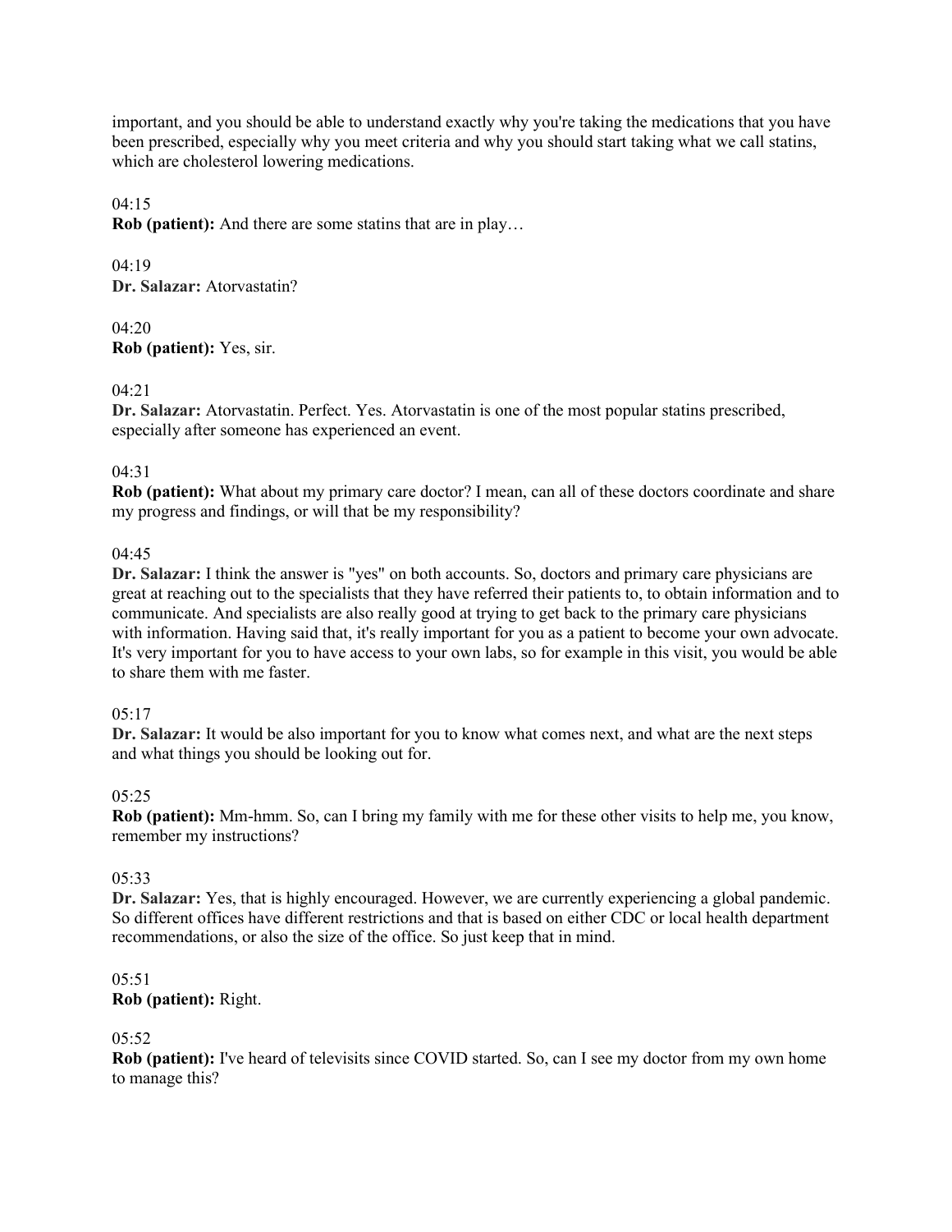important, and you should be able to understand exactly why you're taking the medications that you have been prescribed, especially why you meet criteria and why you should start taking what we call statins, which are cholesterol lowering medications.

04:15
**Rob (patient):** And there are some statins that are in play…

04:19
**Dr. Salazar:** Atorvastatin?

04:20
**Rob (patient):** Yes, sir.

04:21
**Dr. Salazar:** Atorvastatin. Perfect. Yes. Atorvastatin is one of the most popular statins prescribed, especially after someone has experienced an event.

04:31
**Rob (patient):** What about my primary care doctor? I mean, can all of these doctors coordinate and share my progress and findings, or will that be my responsibility?

04:45
**Dr. Salazar:** I think the answer is "yes" on both accounts. So, doctors and primary care physicians are great at reaching out to the specialists that they have referred their patients to, to obtain information and to communicate. And specialists are also really good at trying to get back to the primary care physicians with information. Having said that, it's really important for you as a patient to become your own advocate. It's very important for you to have access to your own labs, so for example in this visit, you would be able to share them with me faster.

05:17
**Dr. Salazar:** It would be also important for you to know what comes next, and what are the next steps and what things you should be looking out for.

05:25
**Rob (patient):** Mm-hmm. So, can I bring my family with me for these other visits to help me, you know, remember my instructions?

05:33
**Dr. Salazar:** Yes, that is highly encouraged. However, we are currently experiencing a global pandemic. So different offices have different restrictions and that is based on either CDC or local health department recommendations, or also the size of the office. So just keep that in mind.

05:51
**Rob (patient):** Right.

05:52
**Rob (patient):** I've heard of televisits since COVID started. So, can I see my doctor from my own home to manage this?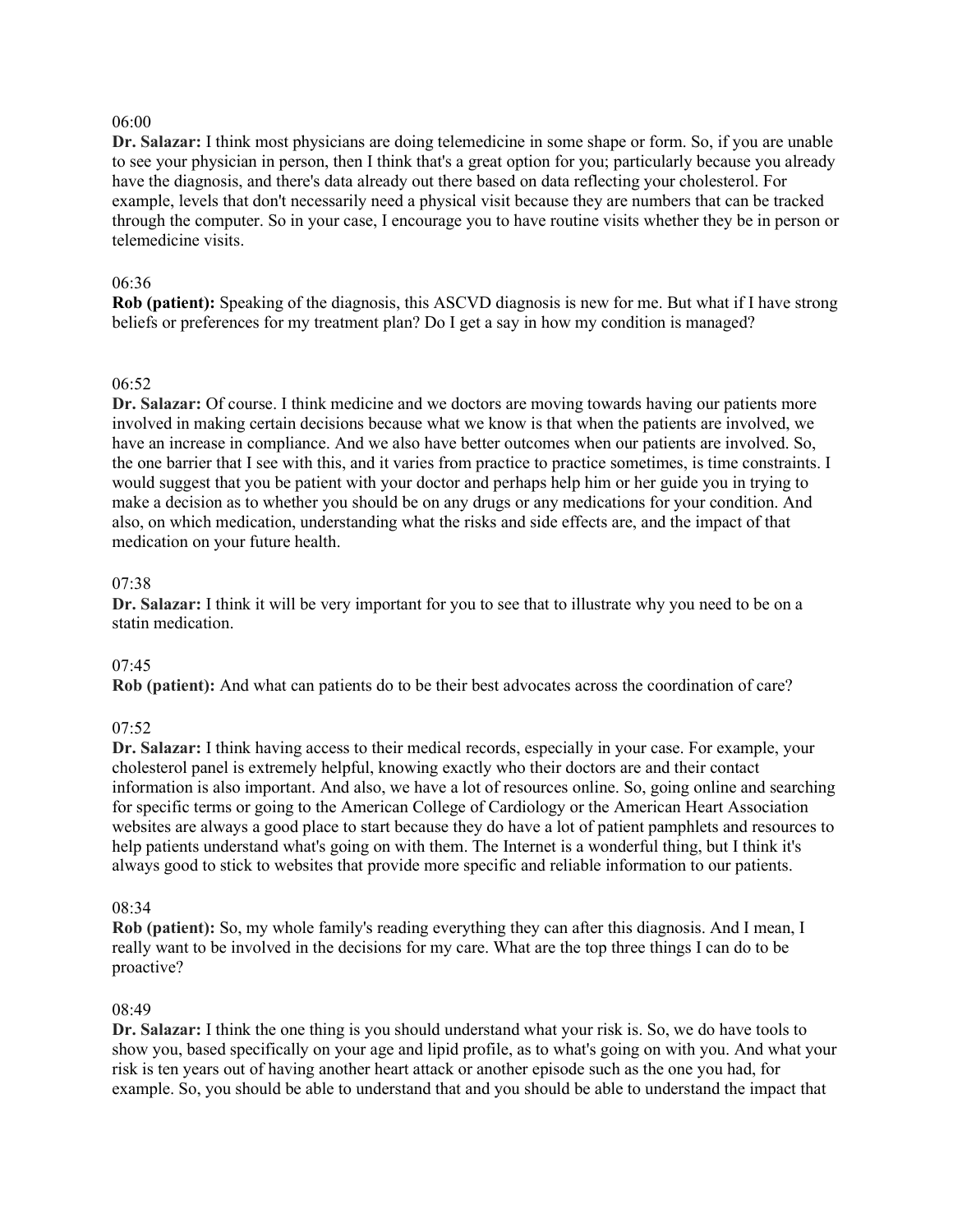06:00

**Dr. Salazar:** I think most physicians are doing telemedicine in some shape or form. So, if you are unable to see your physician in person, then I think that's a great option for you; particularly because you already have the diagnosis, and there's data already out there based on data reflecting your cholesterol. For example, levels that don't necessarily need a physical visit because they are numbers that can be tracked through the computer. So in your case, I encourage you to have routine visits whether they be in person or telemedicine visits.

06:36

**Rob (patient):** Speaking of the diagnosis, this ASCVD diagnosis is new for me. But what if I have strong beliefs or preferences for my treatment plan? Do I get a say in how my condition is managed?

06:52

**Dr. Salazar:** Of course. I think medicine and we doctors are moving towards having our patients more involved in making certain decisions because what we know is that when the patients are involved, we have an increase in compliance. And we also have better outcomes when our patients are involved. So, the one barrier that I see with this, and it varies from practice to practice sometimes, is time constraints. I would suggest that you be patient with your doctor and perhaps help him or her guide you in trying to make a decision as to whether you should be on any drugs or any medications for your condition. And also, on which medication, understanding what the risks and side effects are, and the impact of that medication on your future health.

07:38

**Dr. Salazar:** I think it will be very important for you to see that to illustrate why you need to be on a statin medication.

07:45

**Rob (patient):** And what can patients do to be their best advocates across the coordination of care?

07:52

**Dr. Salazar:** I think having access to their medical records, especially in your case. For example, your cholesterol panel is extremely helpful, knowing exactly who their doctors are and their contact information is also important. And also, we have a lot of resources online. So, going online and searching for specific terms or going to the American College of Cardiology or the American Heart Association websites are always a good place to start because they do have a lot of patient pamphlets and resources to help patients understand what's going on with them. The Internet is a wonderful thing, but I think it's always good to stick to websites that provide more specific and reliable information to our patients.

08:34

**Rob (patient):** So, my whole family's reading everything they can after this diagnosis. And I mean, I really want to be involved in the decisions for my care. What are the top three things I can do to be proactive?

08:49

**Dr. Salazar:** I think the one thing is you should understand what your risk is. So, we do have tools to show you, based specifically on your age and lipid profile, as to what's going on with you. And what your risk is ten years out of having another heart attack or another episode such as the one you had, for example. So, you should be able to understand that and you should be able to understand the impact that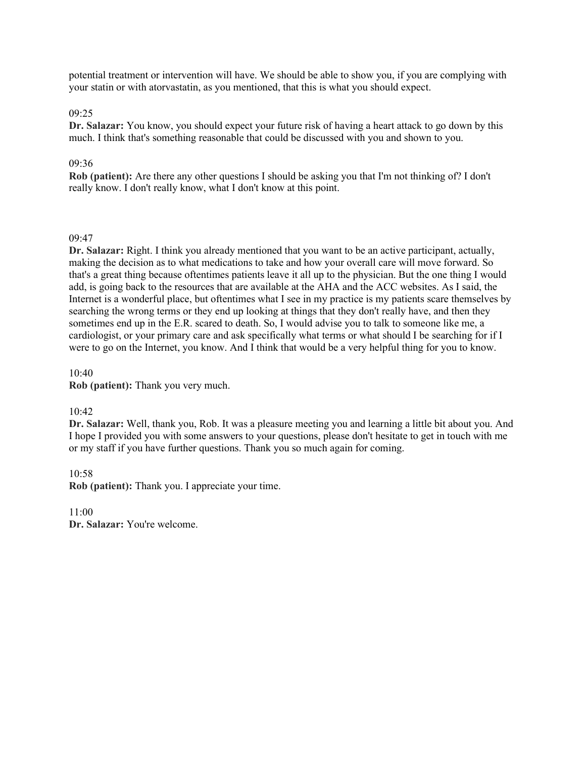potential treatment or intervention will have. We should be able to show you, if you are complying with your statin or with atorvastatin, as you mentioned, that this is what you should expect.

09:25

**Dr. Salazar:** You know, you should expect your future risk of having a heart attack to go down by this much. I think that's something reasonable that could be discussed with you and shown to you.

09:36

**Rob (patient):** Are there any other questions I should be asking you that I'm not thinking of? I don't really know. I don't really know, what I don't know at this point.

09:47

**Dr. Salazar:** Right. I think you already mentioned that you want to be an active participant, actually, making the decision as to what medications to take and how your overall care will move forward. So that's a great thing because oftentimes patients leave it all up to the physician. But the one thing I would add, is going back to the resources that are available at the AHA and the ACC websites. As I said, the Internet is a wonderful place, but oftentimes what I see in my practice is my patients scare themselves by searching the wrong terms or they end up looking at things that they don't really have, and then they sometimes end up in the E.R. scared to death. So, I would advise you to talk to someone like me, a cardiologist, or your primary care and ask specifically what terms or what should I be searching for if I were to go on the Internet, you know. And I think that would be a very helpful thing for you to know.

10:40

**Rob (patient):** Thank you very much.

10:42

**Dr. Salazar:** Well, thank you, Rob. It was a pleasure meeting you and learning a little bit about you. And I hope I provided you with some answers to your questions, please don't hesitate to get in touch with me or my staff if you have further questions. Thank you so much again for coming.

10:58

**Rob (patient):** Thank you. I appreciate your time.

11:00

**Dr. Salazar:** You're welcome.